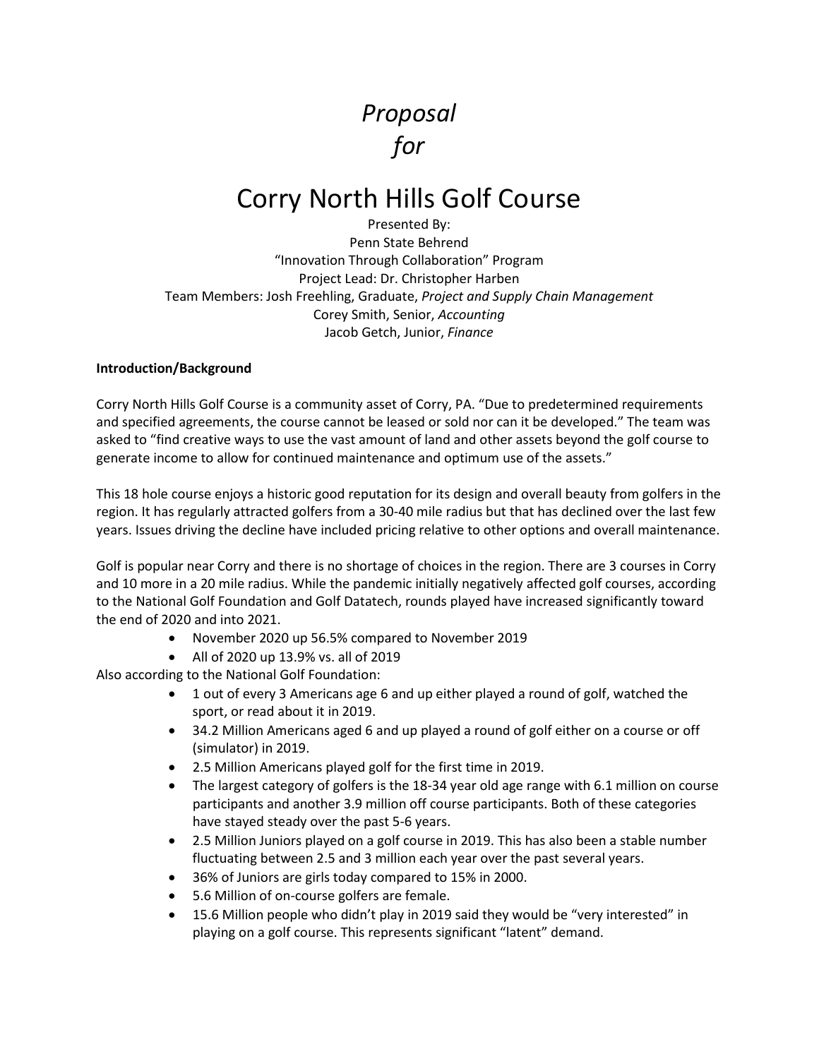# *Proposal for*

# Corry North Hills Golf Course

Presented By:
Penn State Behrend
"Innovation Through Collaboration" Program
Project Lead: Dr. Christopher Harben
Team Members: Josh Freehling, Graduate, *Project and Supply Chain Management*
Corey Smith, Senior, *Accounting*
Jacob Getch, Junior, *Finance*

**Introduction/Background**

Corry North Hills Golf Course is a community asset of Corry, PA. "Due to predetermined requirements and specified agreements, the course cannot be leased or sold nor can it be developed." The team was asked to "find creative ways to use the vast amount of land and other assets beyond the golf course to generate income to allow for continued maintenance and optimum use of the assets."

This 18 hole course enjoys a historic good reputation for its design and overall beauty from golfers in the region. It has regularly attracted golfers from a 30-40 mile radius but that has declined over the last few years. Issues driving the decline have included pricing relative to other options and overall maintenance.

Golf is popular near Corry and there is no shortage of choices in the region. There are 3 courses in Corry and 10 more in a 20 mile radius. While the pandemic initially negatively affected golf courses, according to the National Golf Foundation and Golf Datatech, rounds played have increased significantly toward the end of 2020 and into 2021.

- November 2020 up 56.5% compared to November 2019
- All of 2020 up 13.9% vs. all of 2019

Also according to the National Golf Foundation:

- 1 out of every 3 Americans age 6 and up either played a round of golf, watched the sport, or read about it in 2019.
- 34.2 Million Americans aged 6 and up played a round of golf either on a course or off (simulator) in 2019.
- 2.5 Million Americans played golf for the first time in 2019.
- The largest category of golfers is the 18-34 year old age range with 6.1 million on course participants and another 3.9 million off course participants. Both of these categories have stayed steady over the past 5-6 years.
- 2.5 Million Juniors played on a golf course in 2019. This has also been a stable number fluctuating between 2.5 and 3 million each year over the past several years.
- 36% of Juniors are girls today compared to 15% in 2000.
- 5.6 Million of on-course golfers are female.
- 15.6 Million people who didn't play in 2019 said they would be "very interested" in playing on a golf course. This represents significant "latent" demand.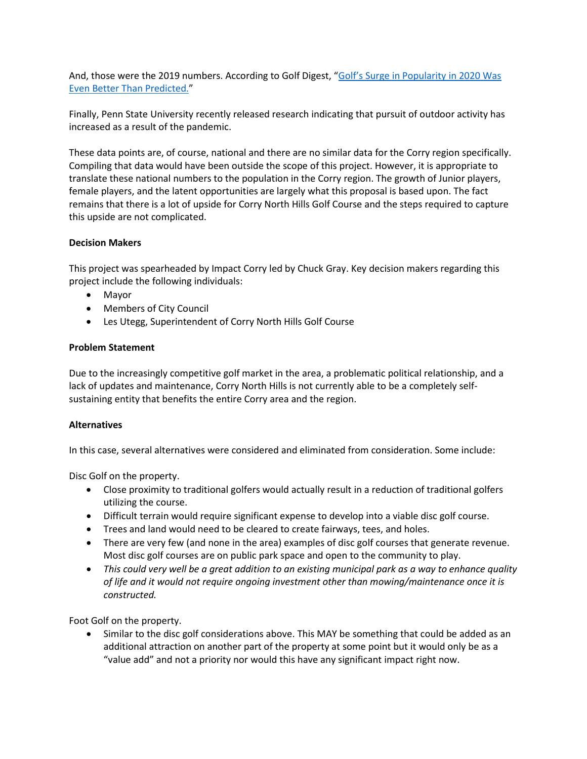And, those were the 2019 numbers. According to Golf Digest, "[Golf's Surge in Popularity in 2020 Was Even Better Than Predicted.]()"

Finally, Penn State University recently released research indicating that pursuit of outdoor activity has increased as a result of the pandemic.

These data points are, of course, national and there are no similar data for the Corry region specifically. Compiling that data would have been outside the scope of this project. However, it is appropriate to translate these national numbers to the population in the Corry region. The growth of Junior players, female players, and the latent opportunities are largely what this proposal is based upon. The fact remains that there is a lot of upside for Corry North Hills Golf Course and the steps required to capture this upside are not complicated.

**Decision Makers**

This project was spearheaded by Impact Corry led by Chuck Gray. Key decision makers regarding this project include the following individuals:

- Mayor
- Members of City Council
- Les Utegg, Superintendent of Corry North Hills Golf Course

**Problem Statement**

Due to the increasingly competitive golf market in the area, a problematic political relationship, and a lack of updates and maintenance, Corry North Hills is not currently able to be a completely self-sustaining entity that benefits the entire Corry area and the region.

**Alternatives**

In this case, several alternatives were considered and eliminated from consideration. Some include:

Disc Golf on the property.

- Close proximity to traditional golfers would actually result in a reduction of traditional golfers utilizing the course.
- Difficult terrain would require significant expense to develop into a viable disc golf course.
- Trees and land would need to be cleared to create fairways, tees, and holes.
- There are very few (and none in the area) examples of disc golf courses that generate revenue. Most disc golf courses are on public park space and open to the community to play.
- *This could very well be a great addition to an existing municipal park as a way to enhance quality of life and it would not require ongoing investment other than mowing/maintenance once it is constructed.*

Foot Golf on the property.

- Similar to the disc golf considerations above. This MAY be something that could be added as an additional attraction on another part of the property at some point but it would only be as a "value add" and not a priority nor would this have any significant impact right now.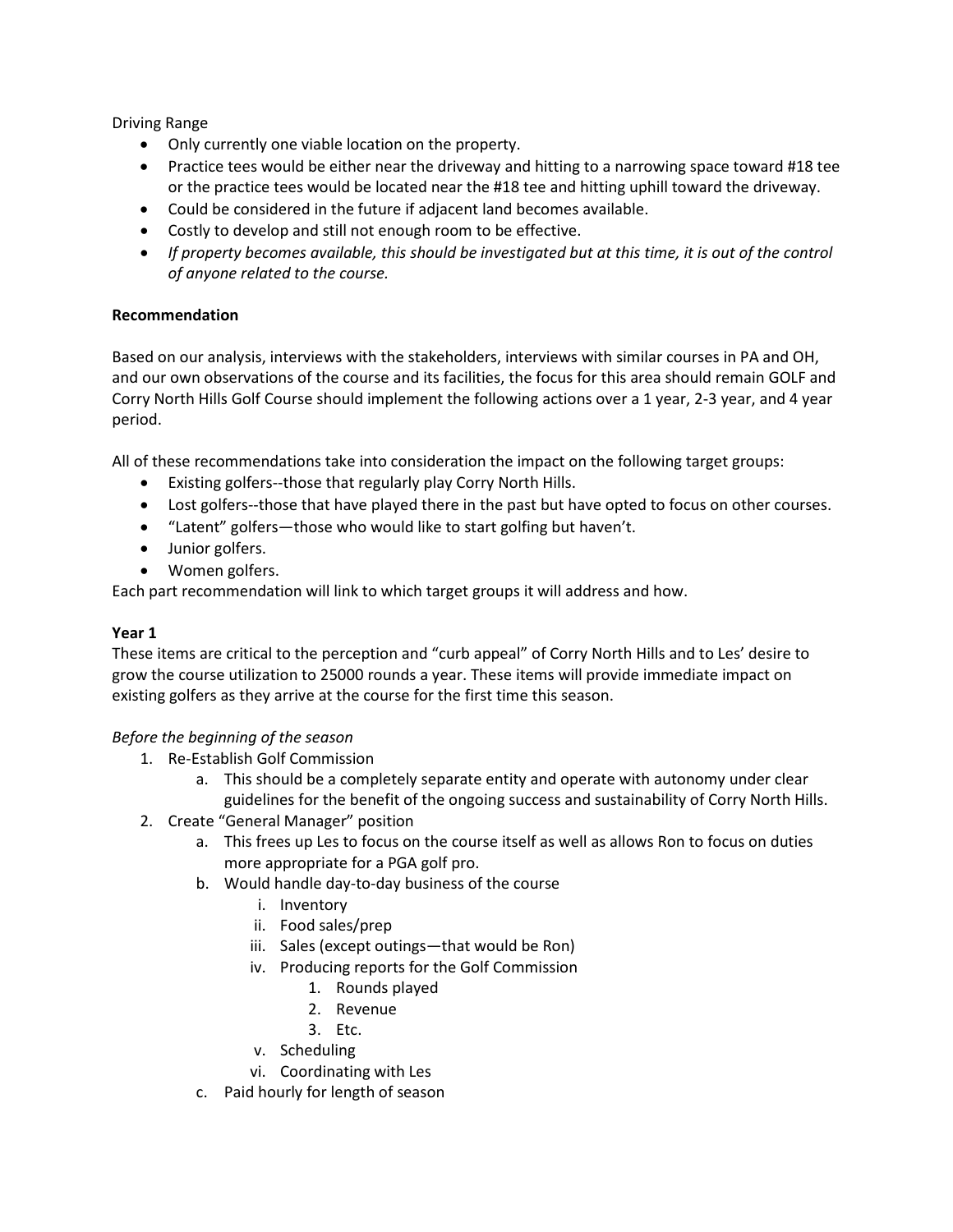Driving Range

- Only currently one viable location on the property.
- Practice tees would be either near the driveway and hitting to a narrowing space toward #18 tee or the practice tees would be located near the #18 tee and hitting uphill toward the driveway.
- Could be considered in the future if adjacent land becomes available.
- Costly to develop and still not enough room to be effective.
- *If property becomes available, this should be investigated but at this time, it is out of the control of anyone related to the course.*

**Recommendation**

Based on our analysis, interviews with the stakeholders, interviews with similar courses in PA and OH, and our own observations of the course and its facilities, the focus for this area should remain GOLF and Corry North Hills Golf Course should implement the following actions over a 1 year, 2-3 year, and 4 year period.

All of these recommendations take into consideration the impact on the following target groups:

- Existing golfers--those that regularly play Corry North Hills.
- Lost golfers--those that have played there in the past but have opted to focus on other courses.
- "Latent" golfers—those who would like to start golfing but haven't.
- Junior golfers.
- Women golfers.

Each part recommendation will link to which target groups it will address and how.

**Year 1**

These items are critical to the perception and "curb appeal" of Corry North Hills and to Les' desire to grow the course utilization to 25000 rounds a year. These items will provide immediate impact on existing golfers as they arrive at the course for the first time this season.

*Before the beginning of the season*

1. Re-Establish Golf Commission
    a. This should be a completely separate entity and operate with autonomy under clear guidelines for the benefit of the ongoing success and sustainability of Corry North Hills.
2. Create "General Manager" position
    a. This frees up Les to focus on the course itself as well as allows Ron to focus on duties more appropriate for a PGA golf pro.
    b. Would handle day-to-day business of the course
        i. Inventory
        ii. Food sales/prep
        iii. Sales (except outings—that would be Ron)
        iv. Producing reports for the Golf Commission
            1. Rounds played
            2. Revenue
            3. Etc.
        v. Scheduling
        vi. Coordinating with Les
    c. Paid hourly for length of season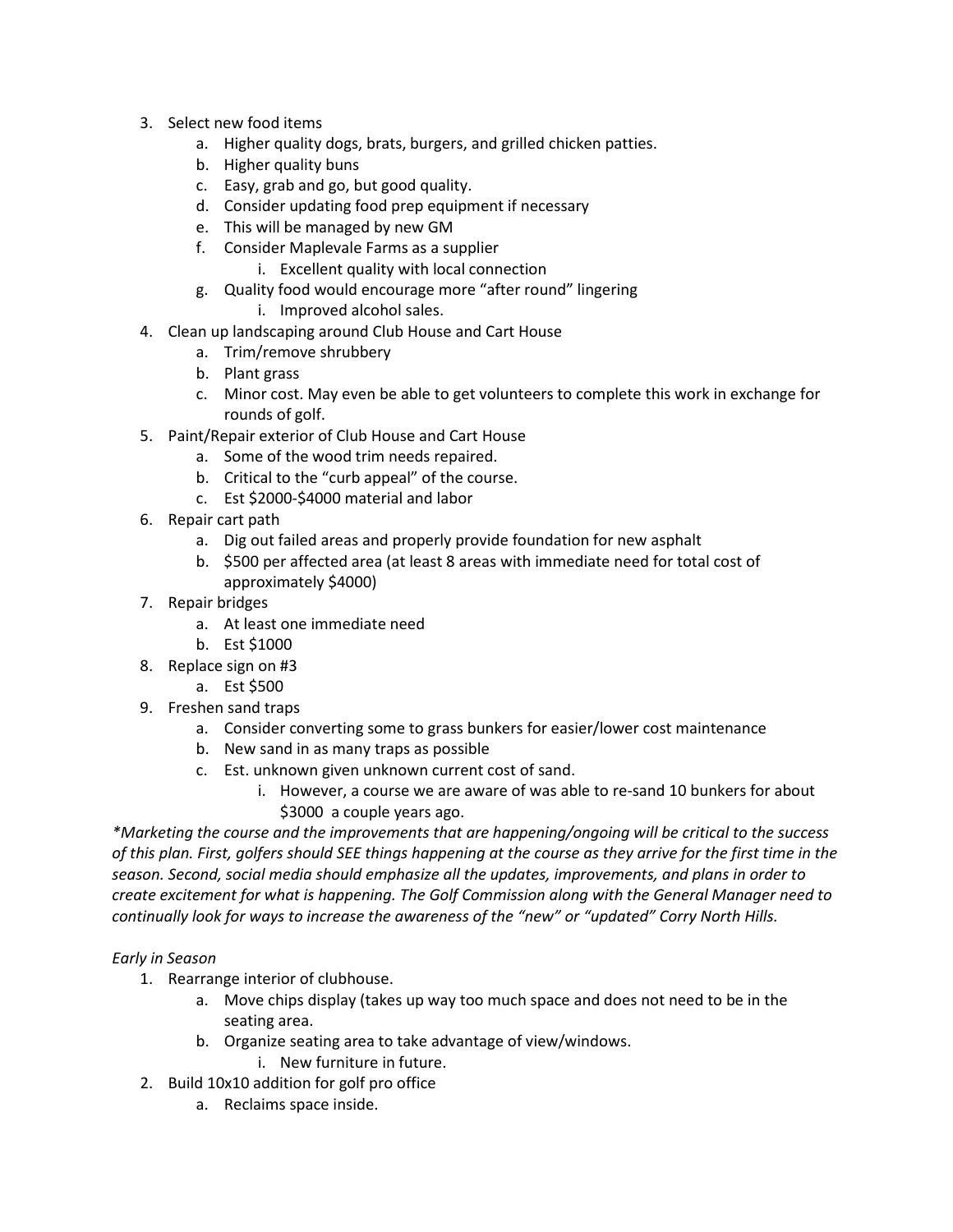3. Select new food items
    a. Higher quality dogs, brats, burgers, and grilled chicken patties.
    b. Higher quality buns
    c. Easy, grab and go, but good quality.
    d. Consider updating food prep equipment if necessary
    e. This will be managed by new GM
    f. Consider Maplevale Farms as a supplier
        i. Excellent quality with local connection
    g. Quality food would encourage more "after round" lingering
        i. Improved alcohol sales.
4. Clean up landscaping around Club House and Cart House
    a. Trim/remove shrubbery
    b. Plant grass
    c. Minor cost. May even be able to get volunteers to complete this work in exchange for rounds of golf.
5. Paint/Repair exterior of Club House and Cart House
    a. Some of the wood trim needs repaired.
    b. Critical to the "curb appeal" of the course.
    c. Est $2000-$4000 material and labor
6. Repair cart path
    a. Dig out failed areas and properly provide foundation for new asphalt
    b. $500 per affected area (at least 8 areas with immediate need for total cost of approximately $4000)
7. Repair bridges
    a. At least one immediate need
    b. Est $1000
8. Replace sign on #3
    a. Est $500
9. Freshen sand traps
    a. Consider converting some to grass bunkers for easier/lower cost maintenance
    b. New sand in as many traps as possible
    c. Est. unknown given unknown current cost of sand.
        i. However, a course we are aware of was able to re-sand 10 bunkers for about $3000 a couple years ago.

*\*Marketing the course and the improvements that are happening/ongoing will be critical to the success of this plan. First, golfers should SEE things happening at the course as they arrive for the first time in the season. Second, social media should emphasize all the updates, improvements, and plans in order to create excitement for what is happening. The Golf Commission along with the General Manager need to continually look for ways to increase the awareness of the "new" or "updated" Corry North Hills.*

*Early in Season*

1. Rearrange interior of clubhouse.
    a. Move chips display (takes up way too much space and does not need to be in the seating area.
    b. Organize seating area to take advantage of view/windows.
        i. New furniture in future.
2. Build 10x10 addition for golf pro office
    a. Reclaims space inside.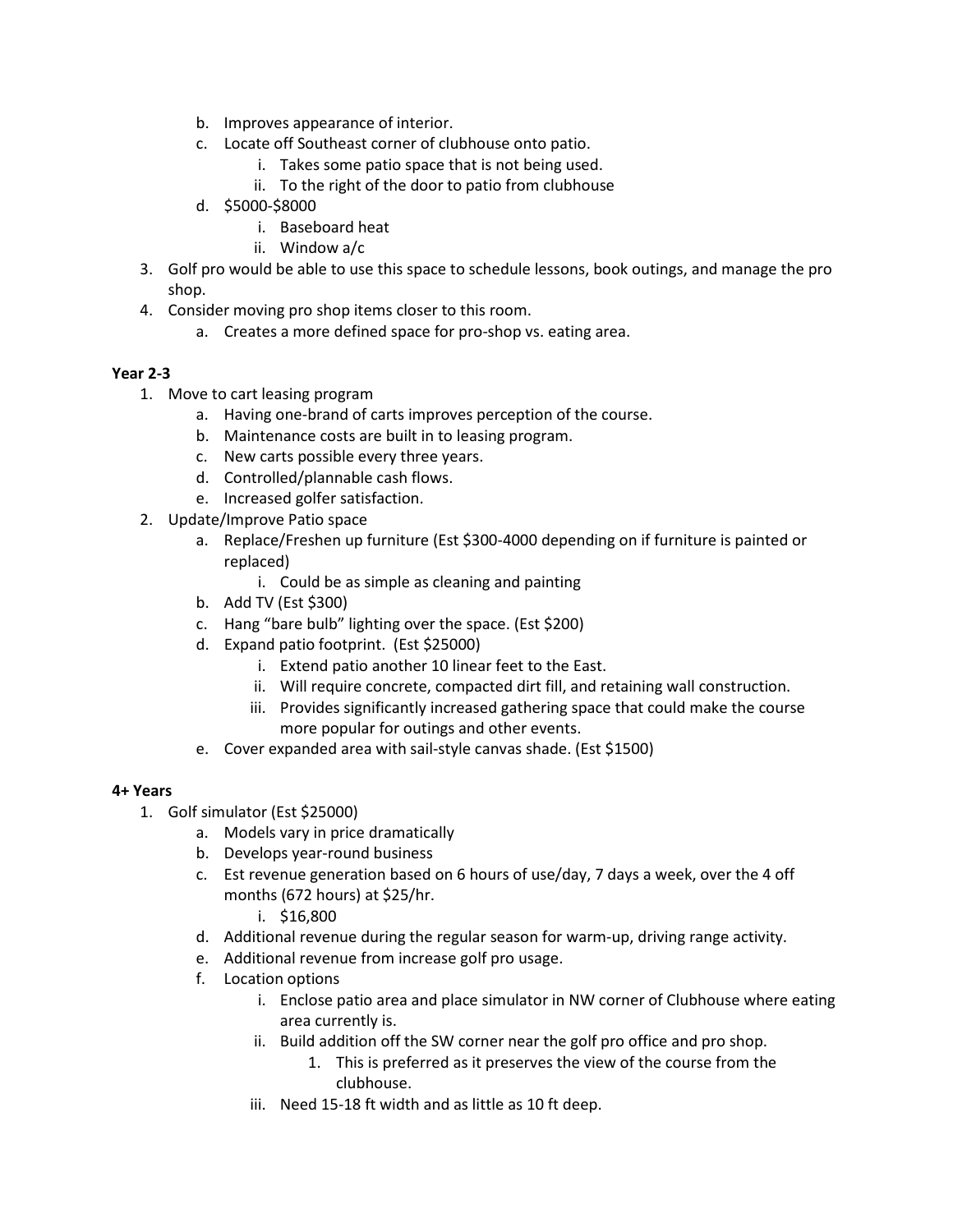b. Improves appearance of interior.
   c. Locate off Southeast corner of clubhouse onto patio.
      i. Takes some patio space that is not being used.
      ii. To the right of the door to patio from clubhouse
   d. $5000-$8000
      i. Baseboard heat
      ii. Window a/c
3. Golf pro would be able to use this space to schedule lessons, book outings, and manage the pro shop.
4. Consider moving pro shop items closer to this room.
   a. Creates a more defined space for pro-shop vs. eating area.

**Year 2-3**

1. Move to cart leasing program
   a. Having one-brand of carts improves perception of the course.
   b. Maintenance costs are built in to leasing program.
   c. New carts possible every three years.
   d. Controlled/plannable cash flows.
   e. Increased golfer satisfaction.
2. Update/Improve Patio space
   a. Replace/Freshen up furniture (Est $300-4000 depending on if furniture is painted or replaced)
      i. Could be as simple as cleaning and painting
   b. Add TV (Est $300)
   c. Hang "bare bulb" lighting over the space. (Est $200)
   d. Expand patio footprint. (Est $25000)
      i. Extend patio another 10 linear feet to the East.
      ii. Will require concrete, compacted dirt fill, and retaining wall construction.
      iii. Provides significantly increased gathering space that could make the course more popular for outings and other events.
   e. Cover expanded area with sail-style canvas shade. (Est $1500)

**4+ Years**

1. Golf simulator (Est $25000)
   a. Models vary in price dramatically
   b. Develops year-round business
   c. Est revenue generation based on 6 hours of use/day, 7 days a week, over the 4 off months (672 hours) at $25/hr.
      i. $16,800
   d. Additional revenue during the regular season for warm-up, driving range activity.
   e. Additional revenue from increase golf pro usage.
   f. Location options
      i. Enclose patio area and place simulator in NW corner of Clubhouse where eating area currently is.
      ii. Build addition off the SW corner near the golf pro office and pro shop.
         1. This is preferred as it preserves the view of the course from the clubhouse.
      iii. Need 15-18 ft width and as little as 10 ft deep.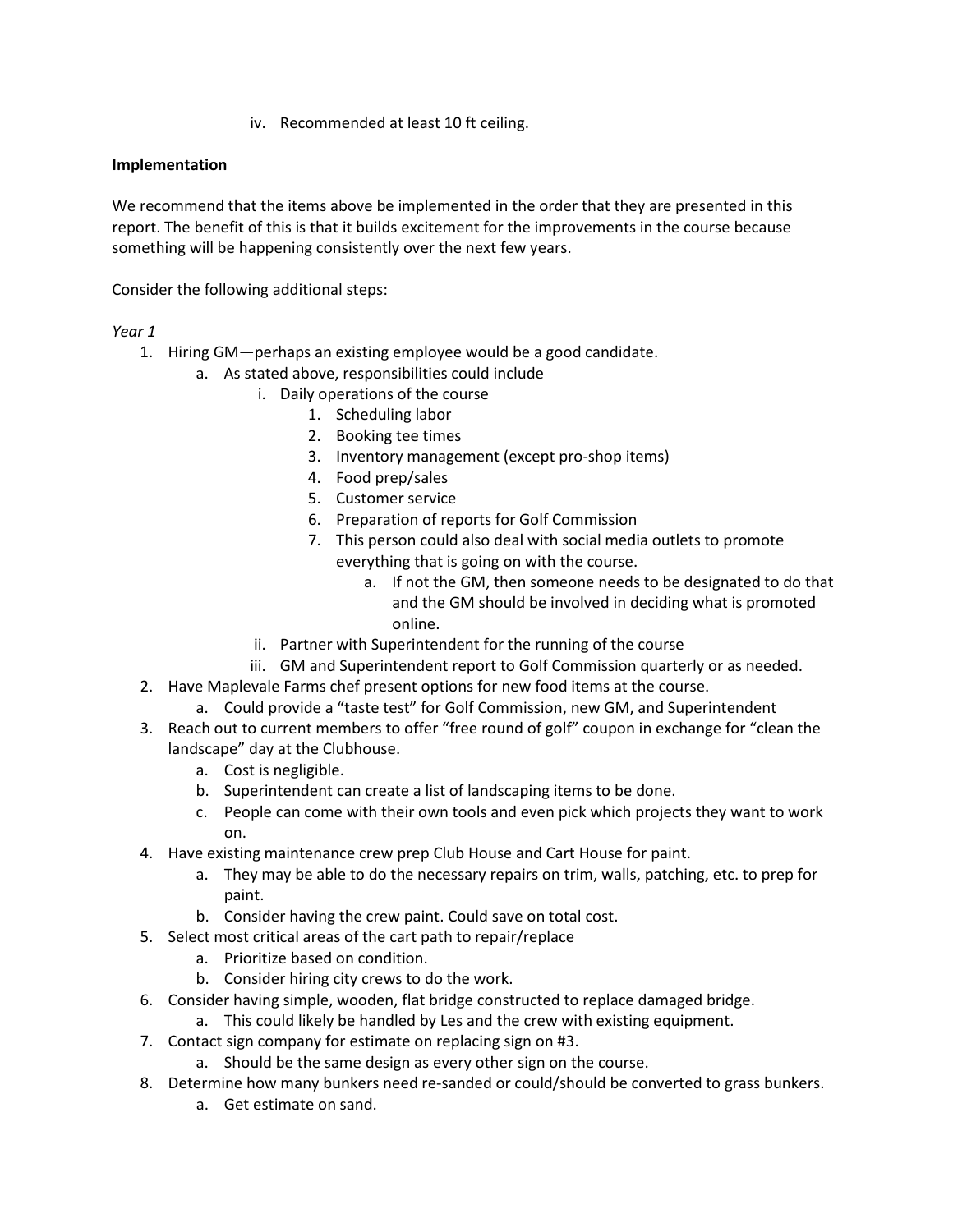iv. Recommended at least 10 ft ceiling.

**Implementation**

We recommend that the items above be implemented in the order that they are presented in this report. The benefit of this is that it builds excitement for the improvements in the course because something will be happening consistently over the next few years.

Consider the following additional steps:

*Year 1*

1. Hiring GM—perhaps an existing employee would be a good candidate.
    a. As stated above, responsibilities could include
        i. Daily operations of the course
            1. Scheduling labor
            2. Booking tee times
            3. Inventory management (except pro-shop items)
            4. Food prep/sales
            5. Customer service
            6. Preparation of reports for Golf Commission
            7. This person could also deal with social media outlets to promote everything that is going on with the course.
                a. If not the GM, then someone needs to be designated to do that and the GM should be involved in deciding what is promoted online.
        ii. Partner with Superintendent for the running of the course
        iii. GM and Superintendent report to Golf Commission quarterly or as needed.
2. Have Maplevale Farms chef present options for new food items at the course.
    a. Could provide a "taste test" for Golf Commission, new GM, and Superintendent
3. Reach out to current members to offer "free round of golf" coupon in exchange for "clean the landscape" day at the Clubhouse.
    a. Cost is negligible.
    b. Superintendent can create a list of landscaping items to be done.
    c. People can come with their own tools and even pick which projects they want to work on.
4. Have existing maintenance crew prep Club House and Cart House for paint.
    a. They may be able to do the necessary repairs on trim, walls, patching, etc. to prep for paint.
    b. Consider having the crew paint. Could save on total cost.
5. Select most critical areas of the cart path to repair/replace
    a. Prioritize based on condition.
    b. Consider hiring city crews to do the work.
6. Consider having simple, wooden, flat bridge constructed to replace damaged bridge.
    a. This could likely be handled by Les and the crew with existing equipment.
7. Contact sign company for estimate on replacing sign on #3.
    a. Should be the same design as every other sign on the course.
8. Determine how many bunkers need re-sanded or could/should be converted to grass bunkers.
    a. Get estimate on sand.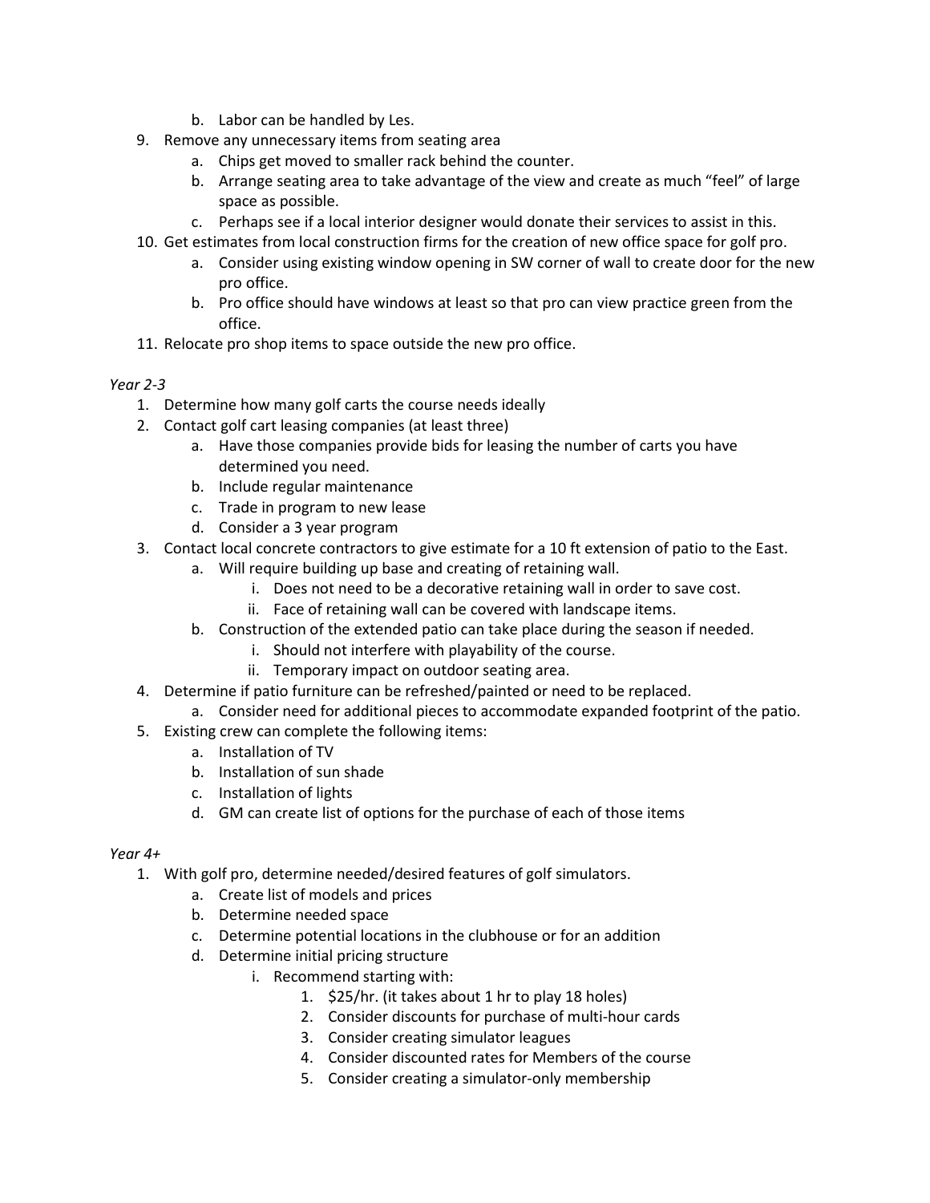b. Labor can be handled by Les.

9. Remove any unnecessary items from seating area
   a. Chips get moved to smaller rack behind the counter.
   b. Arrange seating area to take advantage of the view and create as much "feel" of large space as possible.
   c. Perhaps see if a local interior designer would donate their services to assist in this.
10. Get estimates from local construction firms for the creation of new office space for golf pro.
    a. Consider using existing window opening in SW corner of wall to create door for the new pro office.
    b. Pro office should have windows at least so that pro can view practice green from the office.
11. Relocate pro shop items to space outside the new pro office.

*Year 2-3*

1. Determine how many golf carts the course needs ideally
2. Contact golf cart leasing companies (at least three)
   a. Have those companies provide bids for leasing the number of carts you have determined you need.
   b. Include regular maintenance
   c. Trade in program to new lease
   d. Consider a 3 year program
3. Contact local concrete contractors to give estimate for a 10 ft extension of patio to the East.
   a. Will require building up base and creating of retaining wall.
      i. Does not need to be a decorative retaining wall in order to save cost.
      ii. Face of retaining wall can be covered with landscape items.
   b. Construction of the extended patio can take place during the season if needed.
      i. Should not interfere with playability of the course.
      ii. Temporary impact on outdoor seating area.
4. Determine if patio furniture can be refreshed/painted or need to be replaced.
   a. Consider need for additional pieces to accommodate expanded footprint of the patio.
5. Existing crew can complete the following items:
   a. Installation of TV
   b. Installation of sun shade
   c. Installation of lights
   d. GM can create list of options for the purchase of each of those items

*Year 4+*

1. With golf pro, determine needed/desired features of golf simulators.
   a. Create list of models and prices
   b. Determine needed space
   c. Determine potential locations in the clubhouse or for an addition
   d. Determine initial pricing structure
      i. Recommend starting with:
         1. $25/hr. (it takes about 1 hr to play 18 holes)
         2. Consider discounts for purchase of multi-hour cards
         3. Consider creating simulator leagues
         4. Consider discounted rates for Members of the course
         5. Consider creating a simulator-only membership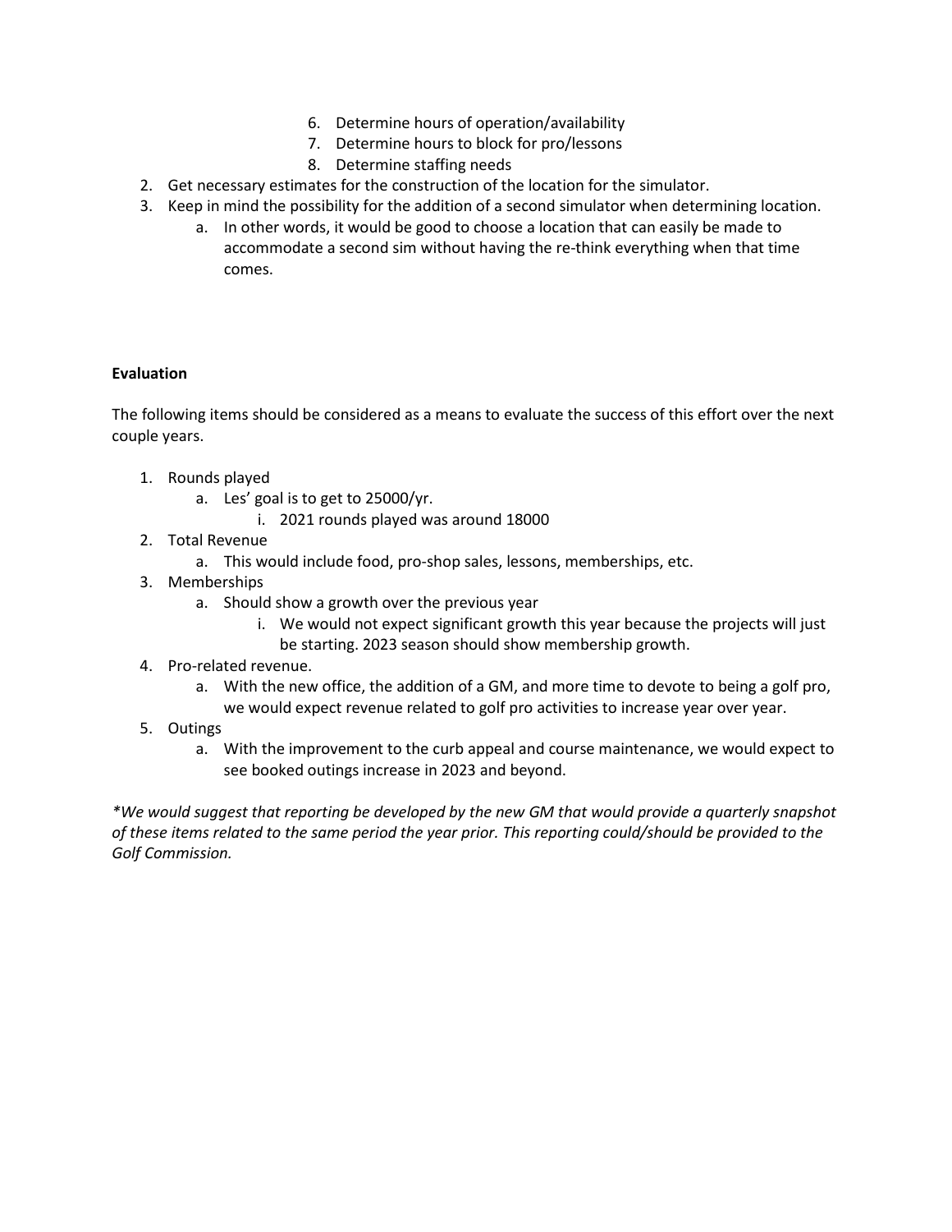6. Determine hours of operation/availability
      7. Determine hours to block for pro/lessons
      8. Determine staffing needs
2. Get necessary estimates for the construction of the location for the simulator.
3. Keep in mind the possibility for the addition of a second simulator when determining location.
   a. In other words, it would be good to choose a location that can easily be made to accommodate a second sim without having the re-think everything when that time comes.

**Evaluation**

The following items should be considered as a means to evaluate the success of this effort over the next couple years.

1. Rounds played
   a. Les' goal is to get to 25000/yr.
      i. 2021 rounds played was around 18000
2. Total Revenue
   a. This would include food, pro-shop sales, lessons, memberships, etc.
3. Memberships
   a. Should show a growth over the previous year
      i. We would not expect significant growth this year because the projects will just be starting. 2023 season should show membership growth.
4. Pro-related revenue.
   a. With the new office, the addition of a GM, and more time to devote to being a golf pro, we would expect revenue related to golf pro activities to increase year over year.
5. Outings
   a. With the improvement to the curb appeal and course maintenance, we would expect to see booked outings increase in 2023 and beyond.

*\*We would suggest that reporting be developed by the new GM that would provide a quarterly snapshot of these items related to the same period the year prior. This reporting could/should be provided to the Golf Commission.*